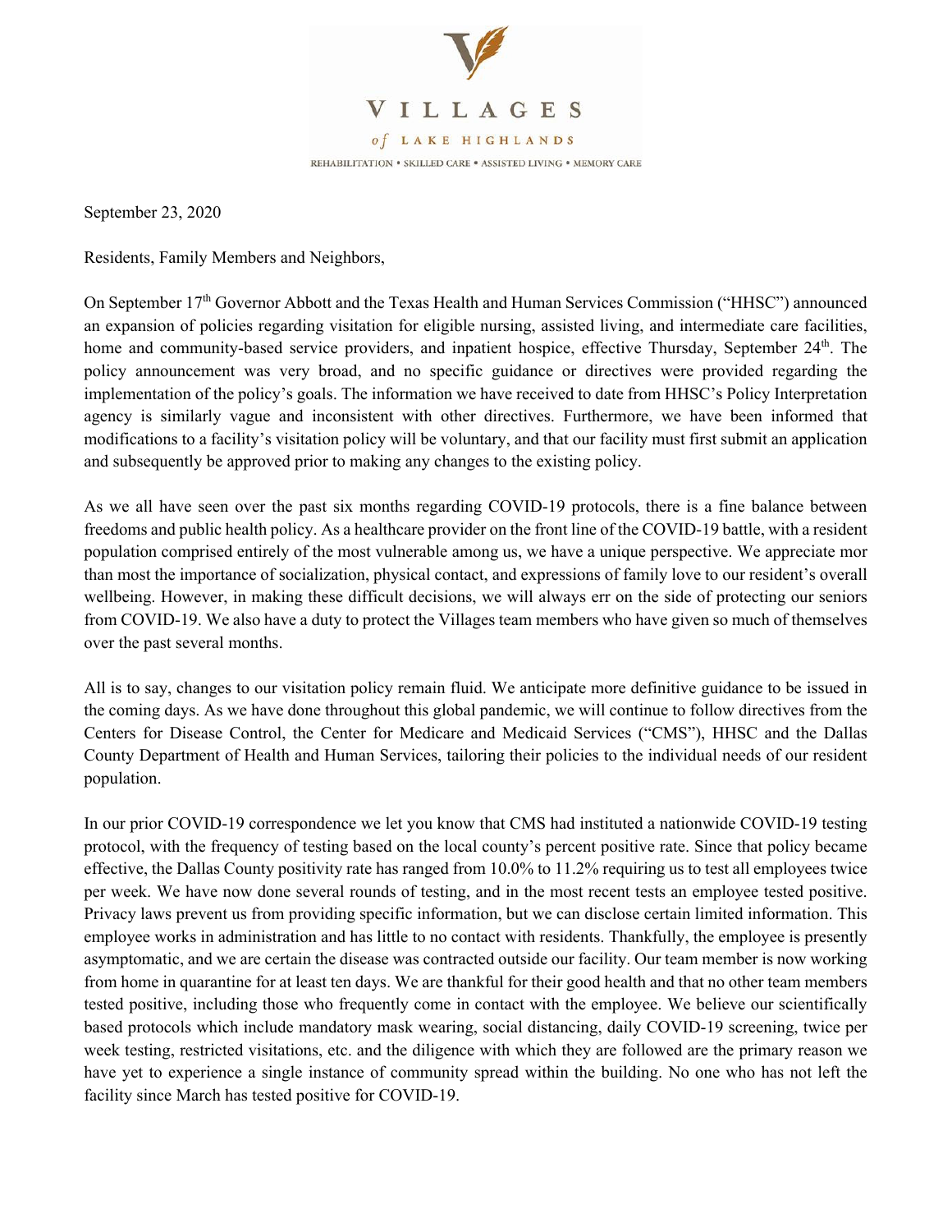# VILLAGES

*of* LAKE HIGHLANDS

REHABILITATION • SKILLED CARE • ASSISTED LIVING • MEMORY CARE

September 23, 2020

Residents, Family Members and Neighbors,

On September 17th Governor Abbott and the Texas Health and Human Services Commission ("HHSC") announced an expansion of policies regarding visitation for eligible nursing, assisted living, and intermediate care facilities, home and community-based service providers, and inpatient hospice, effective Thursday, September 24th. The policy announcement was very broad, and no specific guidance or directives were provided regarding the implementation of the policy's goals. The information we have received to date from HHSC's Policy Interpretation agency is similarly vague and inconsistent with other directives. Furthermore, we have been informed that modifications to a facility's visitation policy will be voluntary, and that our facility must first submit an application and subsequently be approved prior to making any changes to the existing policy.

As we all have seen over the past six months regarding COVID-19 protocols, there is a fine balance between freedoms and public health policy. As a healthcare provider on the front line of the COVID-19 battle, with a resident population comprised entirely of the most vulnerable among us, we have a unique perspective. We appreciate mor than most the importance of socialization, physical contact, and expressions of family love to our resident's overall wellbeing. However, in making these difficult decisions, we will always err on the side of protecting our seniors from COVID-19. We also have a duty to protect the Villages team members who have given so much of themselves over the past several months.

All is to say, changes to our visitation policy remain fluid. We anticipate more definitive guidance to be issued in the coming days. As we have done throughout this global pandemic, we will continue to follow directives from the Centers for Disease Control, the Center for Medicare and Medicaid Services ("CMS"), HHSC and the Dallas County Department of Health and Human Services, tailoring their policies to the individual needs of our resident population.

In our prior COVID-19 correspondence we let you know that CMS had instituted a nationwide COVID-19 testing protocol, with the frequency of testing based on the local county's percent positive rate. Since that policy became effective, the Dallas County positivity rate has ranged from 10.0% to 11.2% requiring us to test all employees twice per week. We have now done several rounds of testing, and in the most recent tests an employee tested positive. Privacy laws prevent us from providing specific information, but we can disclose certain limited information. This employee works in administration and has little to no contact with residents. Thankfully, the employee is presently asymptomatic, and we are certain the disease was contracted outside our facility. Our team member is now working from home in quarantine for at least ten days. We are thankful for their good health and that no other team members tested positive, including those who frequently come in contact with the employee. We believe our scientifically based protocols which include mandatory mask wearing, social distancing, daily COVID-19 screening, twice per week testing, restricted visitations, etc. and the diligence with which they are followed are the primary reason we have yet to experience a single instance of community spread within the building. No one who has not left the facility since March has tested positive for COVID-19.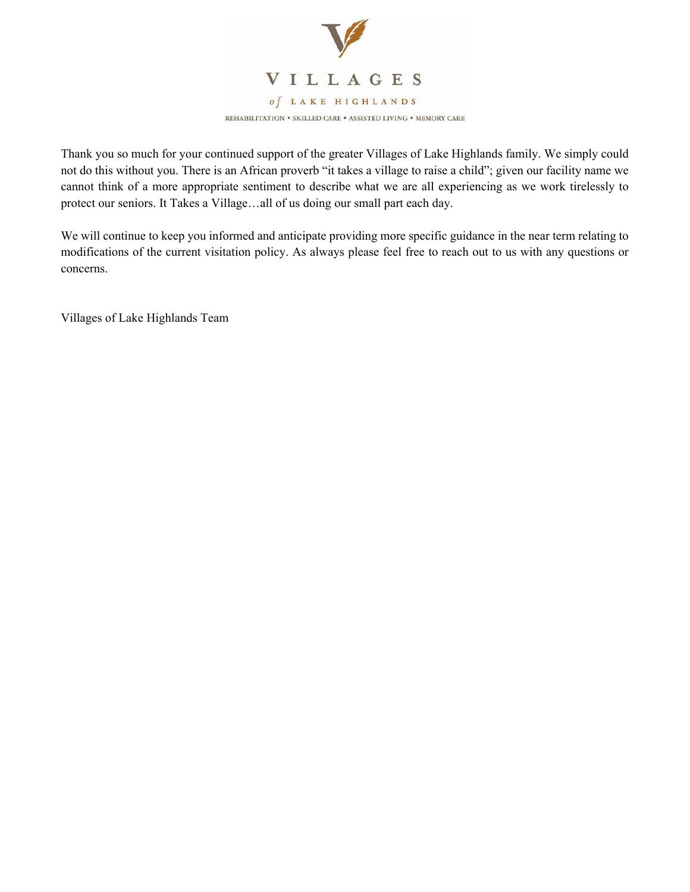VILLAGES

of LAKE HIGHLANDS

REHABILITATION • SKILLED CARE • ASSISTED LIVING • MEMORY CARE

Thank you so much for your continued support of the greater Villages of Lake Highlands family. We simply could not do this without you. There is an African proverb "it takes a village to raise a child"; given our facility name we cannot think of a more appropriate sentiment to describe what we are all experiencing as we work tirelessly to protect our seniors. It Takes a Village…all of us doing our small part each day.

We will continue to keep you informed and anticipate providing more specific guidance in the near term relating to modifications of the current visitation policy. As always please feel free to reach out to us with any questions or concerns.

Villages of Lake Highlands Team